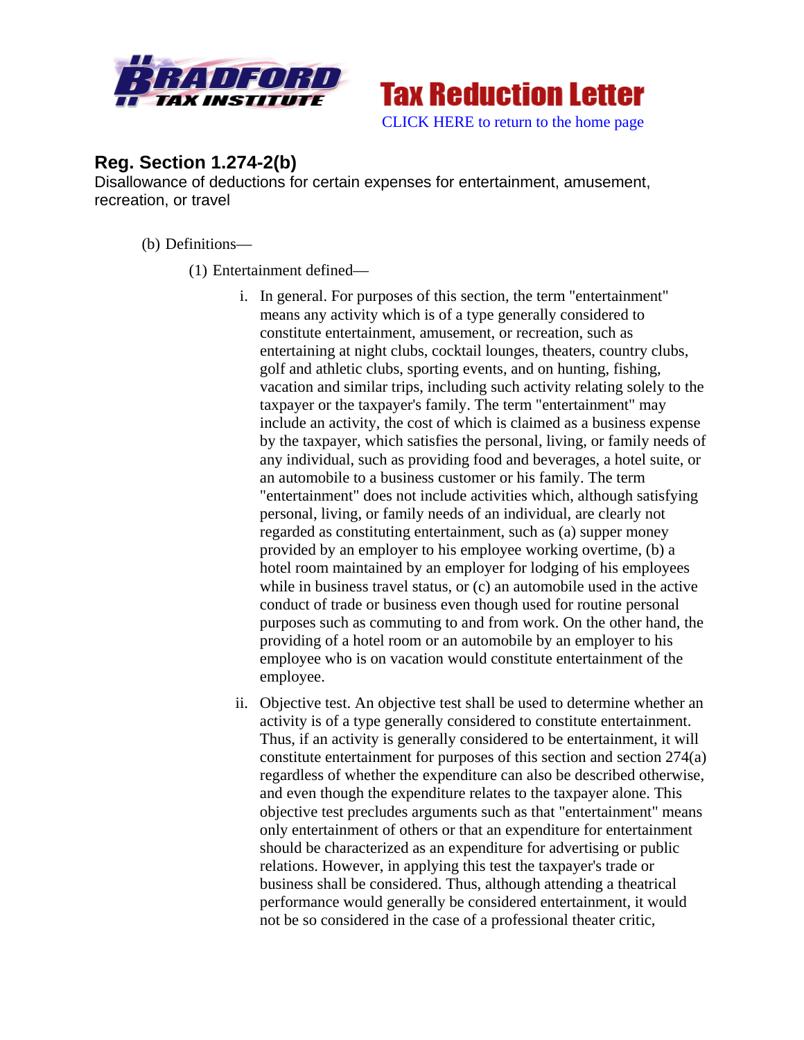Bradford Tax Institute — **Tax Reduction Letter**

CLICK HERE to return to the home page

## Reg. Section 1.274-2(b)

Disallowance of deductions for certain expenses for entertainment, amusement, recreation, or travel

(b) Definitions—

(1) Entertainment defined—

i. In general. For purposes of this section, the term "entertainment" means any activity which is of a type generally considered to constitute entertainment, amusement, or recreation, such as entertaining at night clubs, cocktail lounges, theaters, country clubs, golf and athletic clubs, sporting events, and on hunting, fishing, vacation and similar trips, including such activity relating solely to the taxpayer or the taxpayer's family. The term "entertainment" may include an activity, the cost of which is claimed as a business expense by the taxpayer, which satisfies the personal, living, or family needs of any individual, such as providing food and beverages, a hotel suite, or an automobile to a business customer or his family. The term "entertainment" does not include activities which, although satisfying personal, living, or family needs of an individual, are clearly not regarded as constituting entertainment, such as (a) supper money provided by an employer to his employee working overtime, (b) a hotel room maintained by an employer for lodging of his employees while in business travel status, or (c) an automobile used in the active conduct of trade or business even though used for routine personal purposes such as commuting to and from work. On the other hand, the providing of a hotel room or an automobile by an employer to his employee who is on vacation would constitute entertainment of the employee.

ii. Objective test. An objective test shall be used to determine whether an activity is of a type generally considered to constitute entertainment. Thus, if an activity is generally considered to be entertainment, it will constitute entertainment for purposes of this section and section 274(a) regardless of whether the expenditure can also be described otherwise, and even though the expenditure relates to the taxpayer alone. This objective test precludes arguments such as that "entertainment" means only entertainment of others or that an expenditure for entertainment should be characterized as an expenditure for advertising or public relations. However, in applying this test the taxpayer's trade or business shall be considered. Thus, although attending a theatrical performance would generally be considered entertainment, it would not be so considered in the case of a professional theater critic,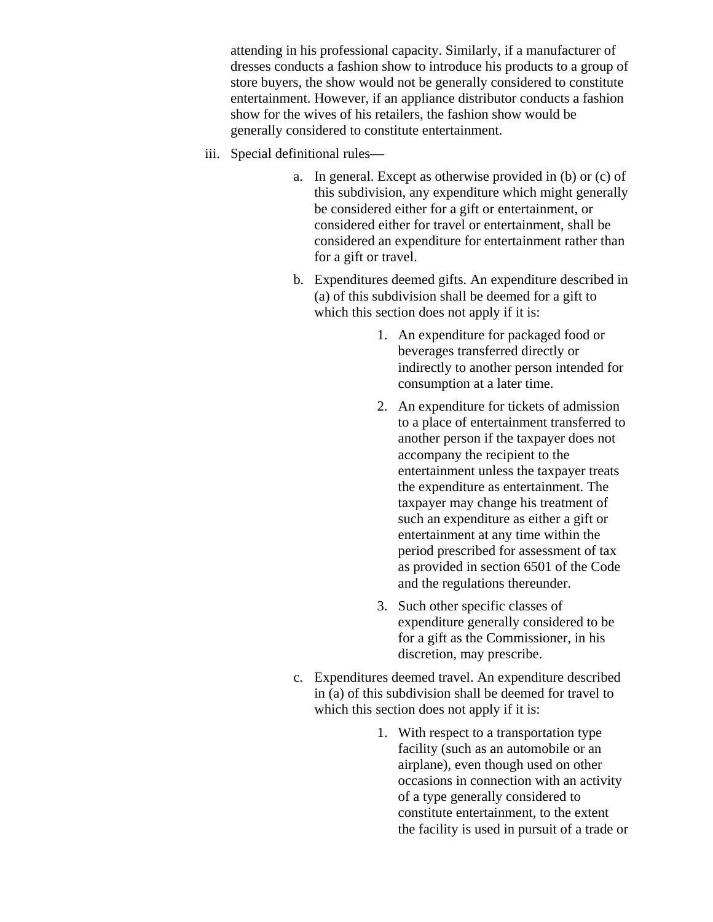attending in his professional capacity. Similarly, if a manufacturer of dresses conducts a fashion show to introduce his products to a group of store buyers, the show would not be generally considered to constitute entertainment. However, if an appliance distributor conducts a fashion show for the wives of his retailers, the fashion show would be generally considered to constitute entertainment.

iii. Special definitional rules—

   a. In general. Except as otherwise provided in (b) or (c) of this subdivision, any expenditure which might generally be considered either for a gift or entertainment, or considered either for travel or entertainment, shall be considered an expenditure for entertainment rather than for a gift or travel.

   b. Expenditures deemed gifts. An expenditure described in (a) of this subdivision shall be deemed for a gift to which this section does not apply if it is:

      1. An expenditure for packaged food or beverages transferred directly or indirectly to another person intended for consumption at a later time.

      2. An expenditure for tickets of admission to a place of entertainment transferred to another person if the taxpayer does not accompany the recipient to the entertainment unless the taxpayer treats the expenditure as entertainment. The taxpayer may change his treatment of such an expenditure as either a gift or entertainment at any time within the period prescribed for assessment of tax as provided in section 6501 of the Code and the regulations thereunder.

      3. Such other specific classes of expenditure generally considered to be for a gift as the Commissioner, in his discretion, may prescribe.

   c. Expenditures deemed travel. An expenditure described in (a) of this subdivision shall be deemed for travel to which this section does not apply if it is:

      1. With respect to a transportation type facility (such as an automobile or an airplane), even though used on other occasions in connection with an activity of a type generally considered to constitute entertainment, to the extent the facility is used in pursuit of a trade or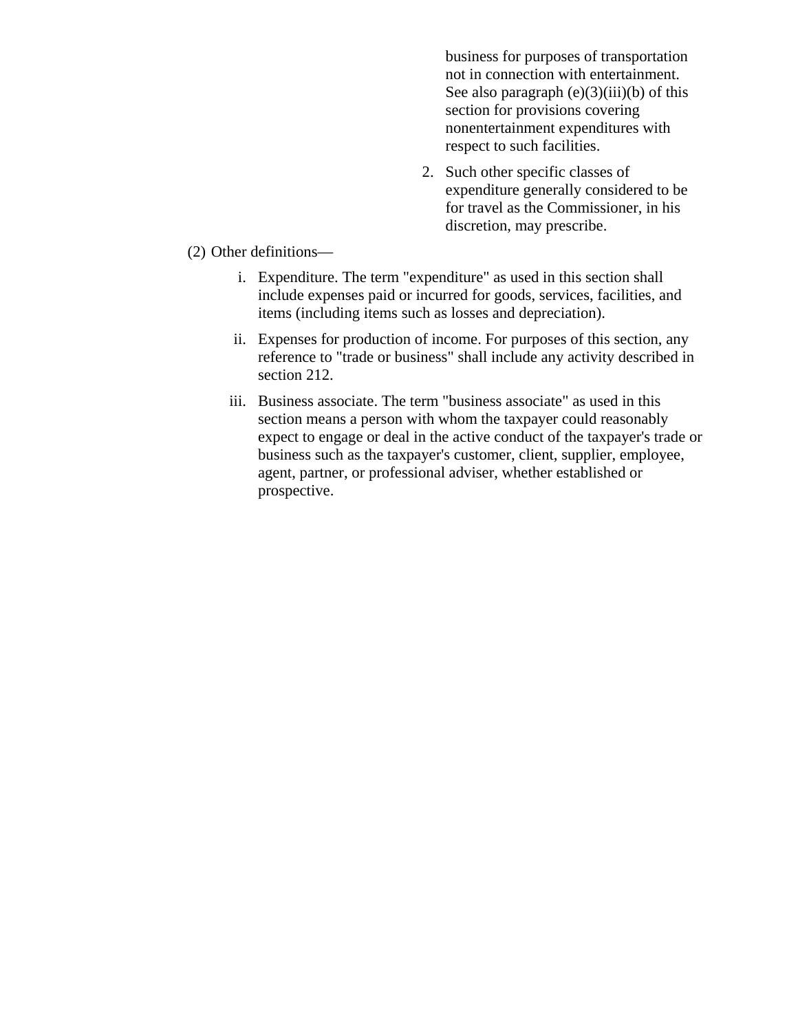business for purposes of transportation not in connection with entertainment. See also paragraph (e)(3)(iii)(b) of this section for provisions covering nonentertainment expenditures with respect to such facilities.

2. Such other specific classes of expenditure generally considered to be for travel as the Commissioner, in his discretion, may prescribe.

(2) Other definitions—

i. Expenditure. The term "expenditure" as used in this section shall include expenses paid or incurred for goods, services, facilities, and items (including items such as losses and depreciation).

ii. Expenses for production of income. For purposes of this section, any reference to "trade or business" shall include any activity described in section 212.

iii. Business associate. The term "business associate" as used in this section means a person with whom the taxpayer could reasonably expect to engage or deal in the active conduct of the taxpayer's trade or business such as the taxpayer's customer, client, supplier, employee, agent, partner, or professional adviser, whether established or prospective.